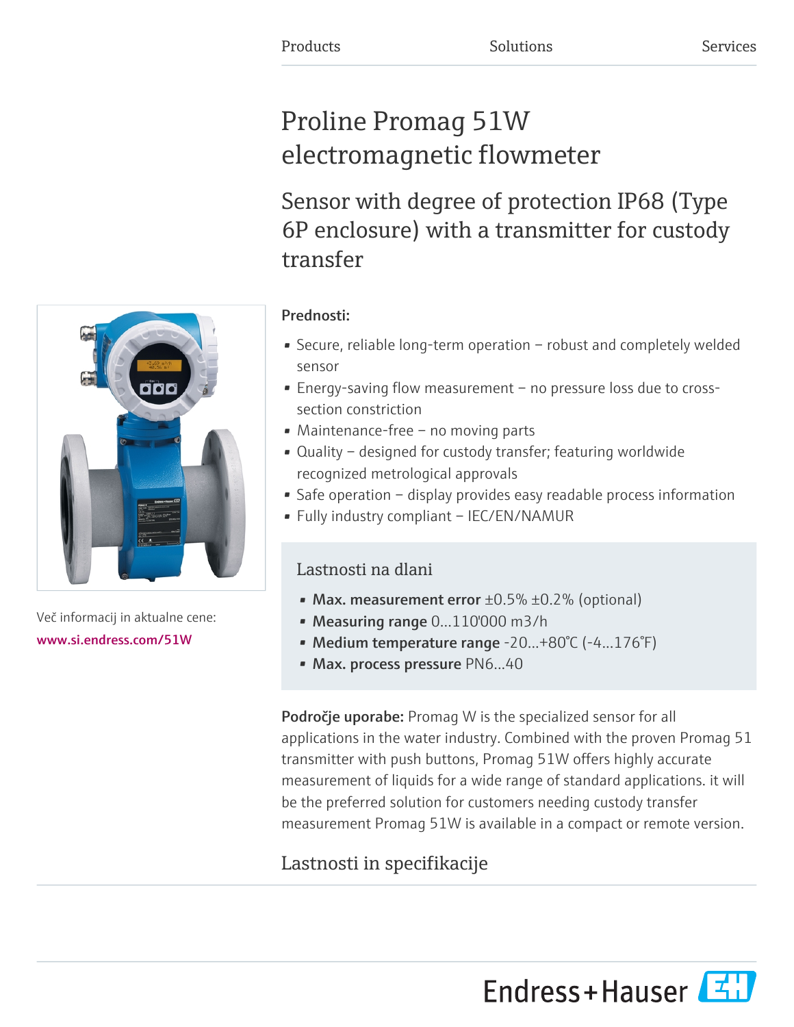Products Solutions Services

# Proline Promag 51W electromagnetic flowmeter

## Sensor with degree of protection IP68 (Type 6P enclosure) with a transmitter for custody transfer

Več informacij in aktualne cene:
www.si.endress.com/51W

**Prednosti:**

- Secure, reliable long-term operation – robust and completely welded sensor
- Energy-saving flow measurement – no pressure loss due to cross-section constriction
- Maintenance-free – no moving parts
- Quality – designed for custody transfer; featuring worldwide recognized metrological approvals
- Safe operation – display provides easy readable process information
- Fully industry compliant – IEC/EN/NAMUR

### Lastnosti na dlani

- **Max. measurement error** ±0.5% ±0.2% (optional)
- **Measuring range** 0...110'000 m3/h
- **Medium temperature range** -20...+80°C (-4...176°F)
- **Max. process pressure** PN6...40

**Področje uporabe:** Promag W is the specialized sensor for all applications in the water industry. Combined with the proven Promag 51 transmitter with push buttons, Promag 51W offers highly accurate measurement of liquids for a wide range of standard applications. it will be the preferred solution for customers needing custody transfer measurement Promag 51W is available in a compact or remote version.

## Lastnosti in specifikacije

Endress+Hauser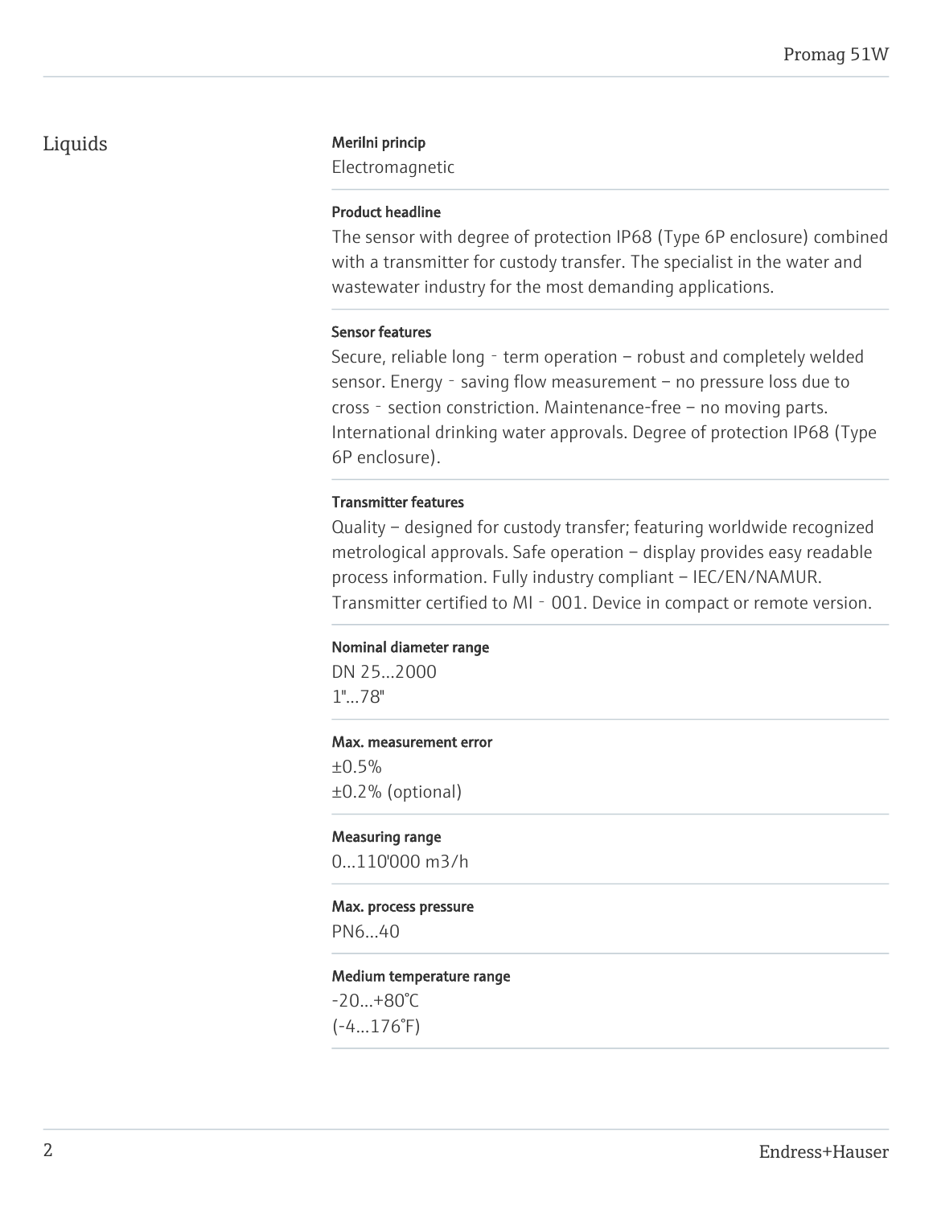## Liquids

**Merilni princip**

Electromagnetic

**Product headline**

The sensor with degree of protection IP68 (Type 6P enclosure) combined with a transmitter for custody transfer. The specialist in the water and wastewater industry for the most demanding applications.

**Sensor features**

Secure, reliable long‐term operation – robust and completely welded sensor. Energy‐saving flow measurement – no pressure loss due to cross‐section constriction. Maintenance-free – no moving parts. International drinking water approvals. Degree of protection IP68 (Type 6P enclosure).

**Transmitter features**

Quality – designed for custody transfer; featuring worldwide recognized metrological approvals. Safe operation – display provides easy readable process information. Fully industry compliant – IEC/EN/NAMUR. Transmitter certified to MI‐001. Device in compact or remote version.

**Nominal diameter range**

DN 25...2000
1"...78"

**Max. measurement error**

±0.5%
±0.2% (optional)

**Measuring range**

0...110'000 m3/h

**Max. process pressure**

PN6...40

**Medium temperature range**

-20...+80°C
(-4...176°F)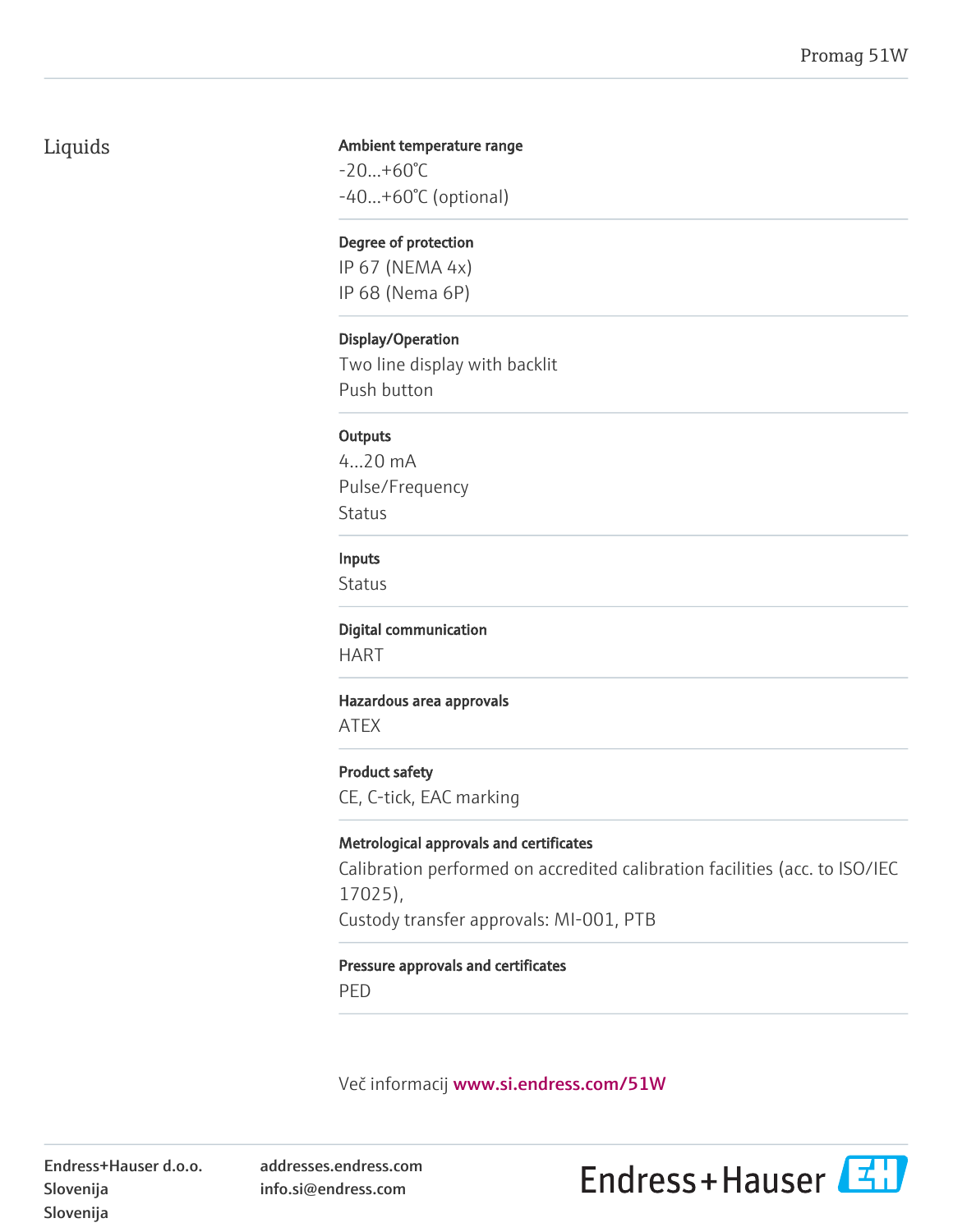## Liquids

**Ambient temperature range**

-20...+60°C
-40...+60°C (optional)

**Degree of protection**

IP 67 (NEMA 4x)
IP 68 (Nema 6P)

**Display/Operation**

Two line display with backlit
Push button

**Outputs**

4...20 mA
Pulse/Frequency
Status

**Inputs**

Status

**Digital communication**

HART

**Hazardous area approvals**

ATEX

**Product safety**

CE, C-tick, EAC marking

**Metrological approvals and certificates**

Calibration performed on accredited calibration facilities (acc. to ISO/IEC 17025),
Custody transfer approvals: MI-001, PTB

**Pressure approvals and certificates**

PED

Več informacij www.si.endress.com/51W

Endress+Hauser d.o.o.
Slovenija
Slovenija

addresses.endress.com
info.si@endress.com

Endress+Hauser